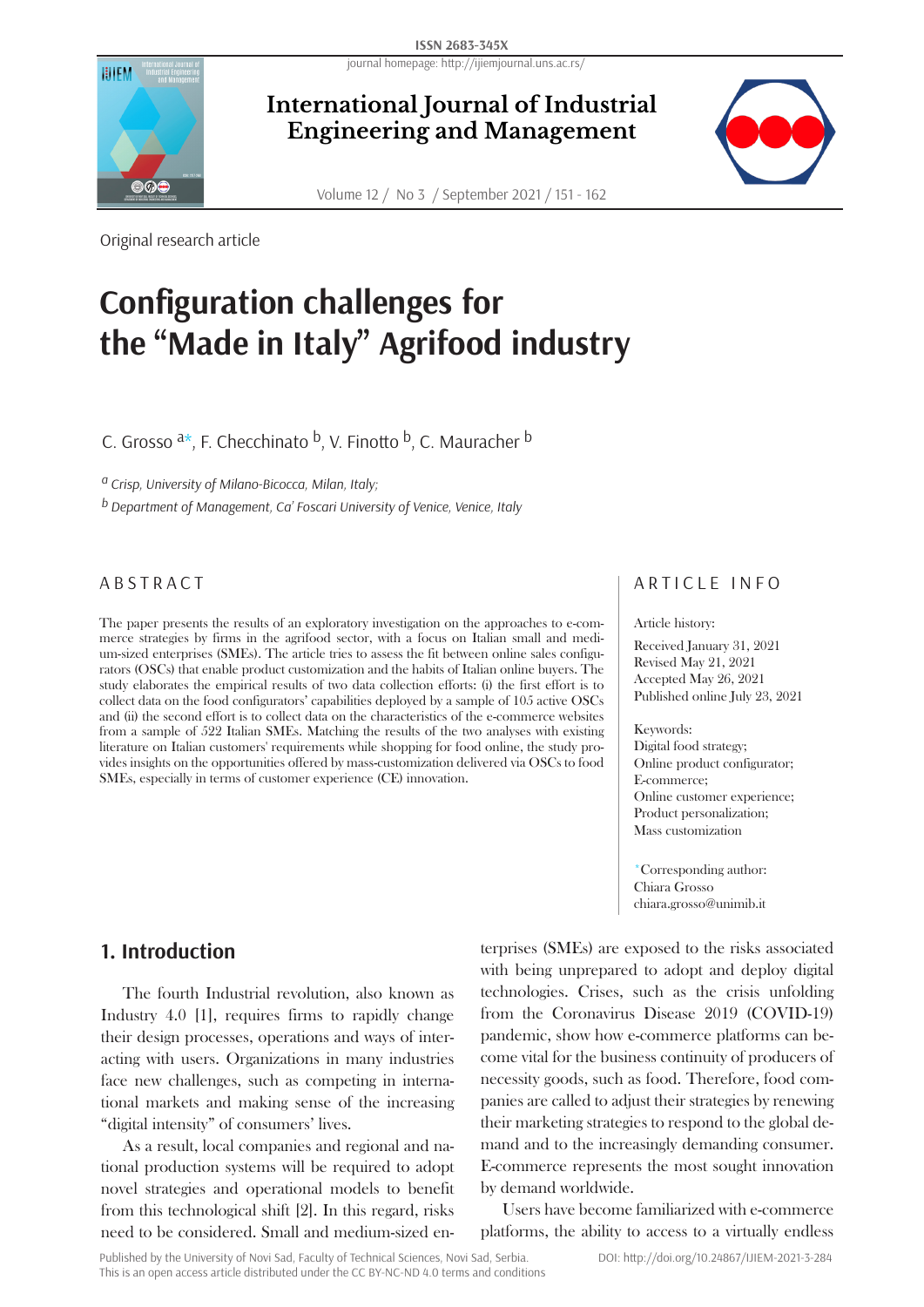Original research article

# Configuration challenges for the "Made in Italy" Agrifood industry

C. Grosso [a*], F. Checchinato [b], V. Finotto [b], C. Mauracher [b]

[a] *Crisp, University of Milano-Bicocca, Milan, Italy;*

[b] *Department of Management, Ca' Foscari University of Venice, Venice, Italy*

## ABSTRACT

The paper presents the results of an exploratory investigation on the approaches to e-commerce strategies by firms in the agrifood sector, with a focus on Italian small and medium-sized enterprises (SMEs). The article tries to assess the fit between online sales configurators (OSCs) that enable product customization and the habits of Italian online buyers. The study elaborates the empirical results of two data collection efforts: (i) the first effort is to collect data on the food configurators' capabilities deployed by a sample of 105 active OSCs and (ii) the second effort is to collect data on the characteristics of the e-commerce websites from a sample of 522 Italian SMEs. Matching the results of the two analyses with existing literature on Italian customers' requirements while shopping for food online, the study provides insights on the opportunities offered by mass-customization delivered via OSCs to food SMEs, especially in terms of customer experience (CE) innovation.

## ARTICLE INFO

Article history:

Received January 31, 2021
Revised May 21, 2021
Accepted May 26, 2021
Published online July 23, 2021

Keywords:
Digital food strategy;
Online product configurator;
E-commerce;
Online customer experience;
Product personalization;
Mass customization

*Corresponding author:
Chiara Grosso
chiara.grosso@unimib.it

## 1. Introduction

The fourth Industrial revolution, also known as Industry 4.0 [1], requires firms to rapidly change their design processes, operations and ways of interacting with users. Organizations in many industries face new challenges, such as competing in international markets and making sense of the increasing "digital intensity" of consumers' lives.

As a result, local companies and regional and national production systems will be required to adopt novel strategies and operational models to benefit from this technological shift [2]. In this regard, risks need to be considered. Small and medium-sized enterprises (SMEs) are exposed to the risks associated with being unprepared to adopt and deploy digital technologies. Crises, such as the crisis unfolding from the Coronavirus Disease 2019 (COVID-19) pandemic, show how e-commerce platforms can become vital for the business continuity of producers of necessity goods, such as food. Therefore, food companies are called to adjust their strategies by renewing their marketing strategies to respond to the global demand and to the increasingly demanding consumer. E-commerce represents the most sought innovation by demand worldwide.

Users have become familiarized with e-commerce platforms, the ability to access to a virtually endless

Published by the University of Novi Sad, Faculty of Technical Sciences, Novi Sad, Serbia.
This is an open access article distributed under the CC BY-NC-ND 4.0 terms and conditions

DOI: http://doi.org/10.24867/IJIEM-2021-3-284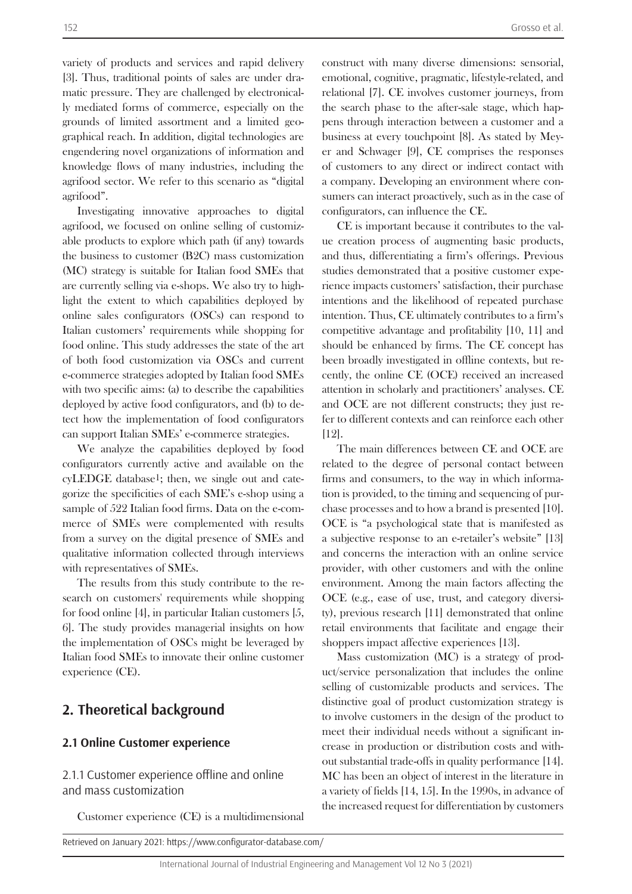variety of products and services and rapid delivery [3]. Thus, traditional points of sales are under dramatic pressure. They are challenged by electronically mediated forms of commerce, especially on the grounds of limited assortment and a limited geographical reach. In addition, digital technologies are engendering novel organizations of information and knowledge flows of many industries, including the agrifood sector. We refer to this scenario as "digital agrifood".

Investigating innovative approaches to digital agrifood, we focused on online selling of customizable products to explore which path (if any) towards the business to customer (B2C) mass customization (MC) strategy is suitable for Italian food SMEs that are currently selling via e-shops. We also try to highlight the extent to which capabilities deployed by online sales configurators (OSCs) can respond to Italian customers' requirements while shopping for food online. This study addresses the state of the art of both food customization via OSCs and current e-commerce strategies adopted by Italian food SMEs with two specific aims: (a) to describe the capabilities deployed by active food configurators, and (b) to detect how the implementation of food configurators can support Italian SMEs' e-commerce strategies.

We analyze the capabilities deployed by food configurators currently active and available on the cyLEDGE database[1]; then, we single out and categorize the specificities of each SME's e-shop using a sample of 522 Italian food firms. Data on the e-commerce of SMEs were complemented with results from a survey on the digital presence of SMEs and qualitative information collected through interviews with representatives of SMEs.

The results from this study contribute to the research on customers' requirements while shopping for food online [4], in particular Italian customers [5, 6]. The study provides managerial insights on how the implementation of OSCs might be leveraged by Italian food SMEs to innovate their online customer experience (CE).

## 2. Theoretical background

### 2.1 Online Customer experience

#### 2.1.1 Customer experience offline and online and mass customization

Customer experience (CE) is a multidimensional construct with many diverse dimensions: sensorial, emotional, cognitive, pragmatic, lifestyle-related, and relational [7]. CE involves customer journeys, from the search phase to the after-sale stage, which happens through interaction between a customer and a business at every touchpoint [8]. As stated by Meyer and Schwager [9], CE comprises the responses of customers to any direct or indirect contact with a company. Developing an environment where consumers can interact proactively, such as in the case of configurators, can influence the CE.

CE is important because it contributes to the value creation process of augmenting basic products, and thus, differentiating a firm's offerings. Previous studies demonstrated that a positive customer experience impacts customers' satisfaction, their purchase intentions and the likelihood of repeated purchase intention. Thus, CE ultimately contributes to a firm's competitive advantage and profitability [10, 11] and should be enhanced by firms. The CE concept has been broadly investigated in offline contexts, but recently, the online CE (OCE) received an increased attention in scholarly and practitioners' analyses. CE and OCE are not different constructs; they just refer to different contexts and can reinforce each other [12].

The main differences between CE and OCE are related to the degree of personal contact between firms and consumers, to the way in which information is provided, to the timing and sequencing of purchase processes and to how a brand is presented [10]. OCE is "a psychological state that is manifested as a subjective response to an e-retailer's website" [13] and concerns the interaction with an online service provider, with other customers and with the online environment. Among the main factors affecting the OCE (e.g., ease of use, trust, and category diversity), previous research [11] demonstrated that online retail environments that facilitate and engage their shoppers impact affective experiences [13].

Mass customization (MC) is a strategy of product/service personalization that includes the online selling of customizable products and services. The distinctive goal of product customization strategy is to involve customers in the design of the product to meet their individual needs without a significant increase in production or distribution costs and without substantial trade-offs in quality performance [14]. MC has been an object of interest in the literature in a variety of fields [14, 15]. In the 1990s, in advance of the increased request for differentiation by customers

[1] Retrieved on January 2021: https://www.configurator-database.com/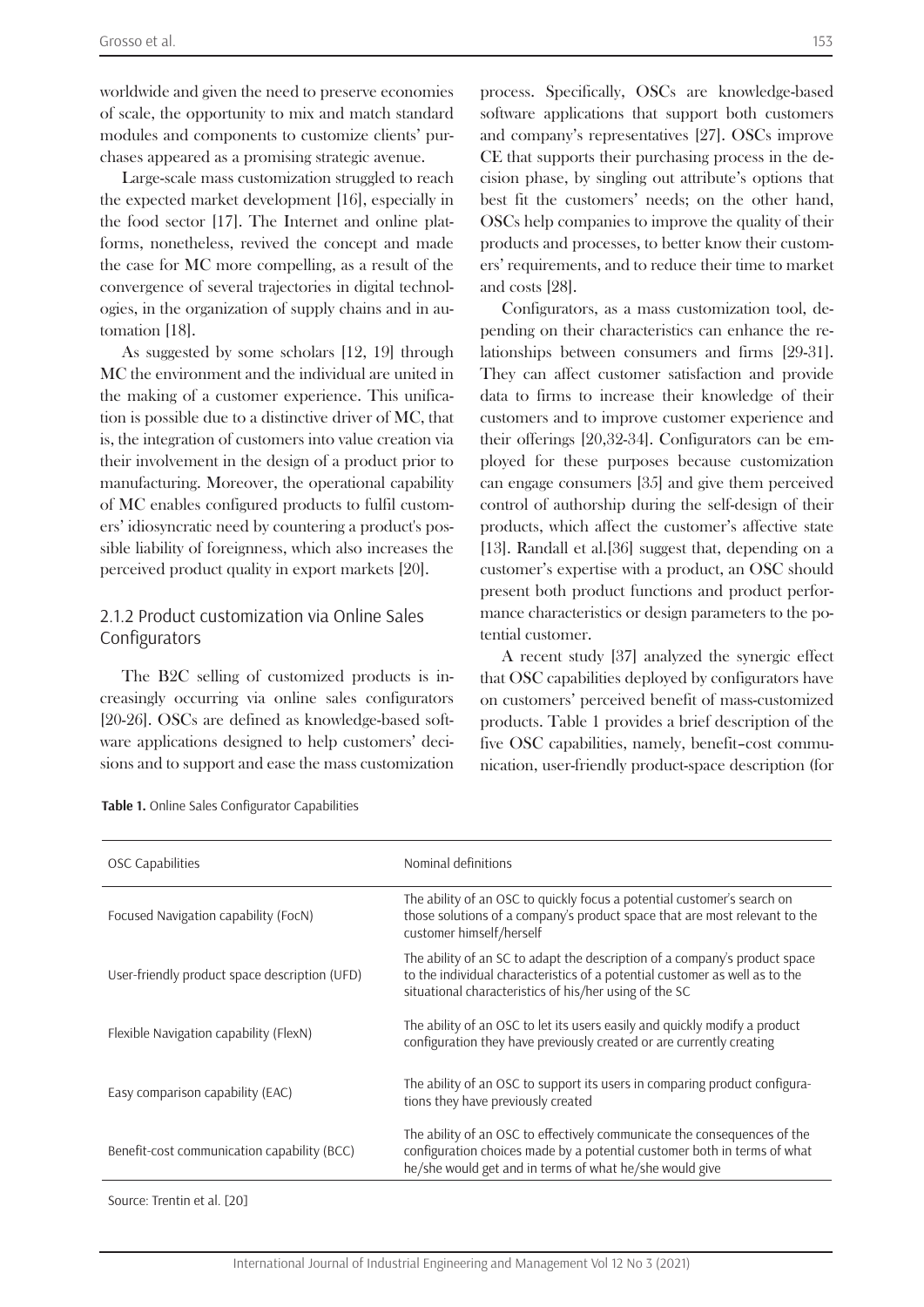worldwide and given the need to preserve economies of scale, the opportunity to mix and match standard modules and components to customize clients' purchases appeared as a promising strategic avenue.

Large-scale mass customization struggled to reach the expected market development [16], especially in the food sector [17]. The Internet and online platforms, nonetheless, revived the concept and made the case for MC more compelling, as a result of the convergence of several trajectories in digital technologies, in the organization of supply chains and in automation [18].

As suggested by some scholars [12, 19] through MC the environment and the individual are united in the making of a customer experience. This unification is possible due to a distinctive driver of MC, that is, the integration of customers into value creation via their involvement in the design of a product prior to manufacturing. Moreover, the operational capability of MC enables configured products to fulfil customers' idiosyncratic need by countering a product's possible liability of foreignness, which also increases the perceived product quality in export markets [20].

### 2.1.2 Product customization via Online Sales Configurators

The B2C selling of customized products is increasingly occurring via online sales configurators [20-26]. OSCs are defined as knowledge-based software applications designed to help customers' decisions and to support and ease the mass customization process. Specifically, OSCs are knowledge-based software applications that support both customers and company's representatives [27]. OSCs improve CE that supports their purchasing process in the decision phase, by singling out attribute's options that best fit the customers' needs; on the other hand, OSCs help companies to improve the quality of their products and processes, to better know their customers' requirements, and to reduce their time to market and costs [28].

Configurators, as a mass customization tool, depending on their characteristics can enhance the relationships between consumers and firms [29-31]. They can affect customer satisfaction and provide data to firms to increase their knowledge of their customers and to improve customer experience and their offerings [20,32-34]. Configurators can be employed for these purposes because customization can engage consumers [35] and give them perceived control of authorship during the self-design of their products, which affect the customer's affective state [13]. Randall et al.[36] suggest that, depending on a customer's expertise with a product, an OSC should present both product functions and product performance characteristics or design parameters to the potential customer.

A recent study [37] analyzed the synergic effect that OSC capabilities deployed by configurators have on customers' perceived benefit of mass-customized products. Table 1 provides a brief description of the five OSC capabilities, namely, benefit–cost communication, user-friendly product-space description (for

**Table 1.** Online Sales Configurator Capabilities

| OSC Capabilities | Nominal definitions |
|---|---|
| Focused Navigation capability (FocN) | The ability of an OSC to quickly focus a potential customer's search on those solutions of a company's product space that are most relevant to the customer himself/herself |
| User-friendly product space description (UFD) | The ability of an SC to adapt the description of a company's product space to the individual characteristics of a potential customer as well as to the situational characteristics of his/her using of the SC |
| Flexible Navigation capability (FlexN) | The ability of an OSC to let its users easily and quickly modify a product configuration they have previously created or are currently creating |
| Easy comparison capability (EAC) | The ability of an OSC to support its users in comparing product configurations they have previously created |
| Benefit-cost communication capability (BCC) | The ability of an OSC to effectively communicate the consequences of the configuration choices made by a potential customer both in terms of what he/she would get and in terms of what he/she would give |

Source: Trentin et al. [20]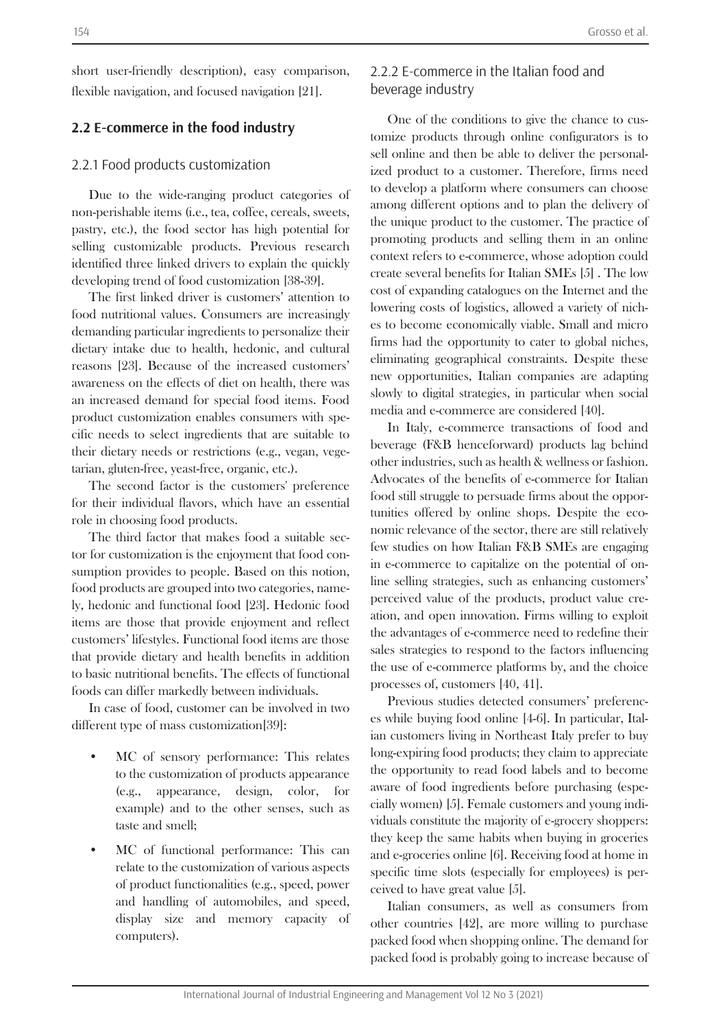short user-friendly description), easy comparison, flexible navigation, and focused navigation [21].

## 2.2 E-commerce in the food industry

### 2.2.1 Food products customization

Due to the wide-ranging product categories of non-perishable items (i.e., tea, coffee, cereals, sweets, pastry, etc.), the food sector has high potential for selling customizable products. Previous research identified three linked drivers to explain the quickly developing trend of food customization [38-39].

The first linked driver is customers' attention to food nutritional values. Consumers are increasingly demanding particular ingredients to personalize their dietary intake due to health, hedonic, and cultural reasons [23]. Because of the increased customers' awareness on the effects of diet on health, there was an increased demand for special food items. Food product customization enables consumers with specific needs to select ingredients that are suitable to their dietary needs or restrictions (e.g., vegan, vegetarian, gluten-free, yeast-free, organic, etc.).

The second factor is the customers' preference for their individual flavors, which have an essential role in choosing food products.

The third factor that makes food a suitable sector for customization is the enjoyment that food consumption provides to people. Based on this notion, food products are grouped into two categories, namely, hedonic and functional food [23]. Hedonic food items are those that provide enjoyment and reflect customers' lifestyles. Functional food items are those that provide dietary and health benefits in addition to basic nutritional benefits. The effects of functional foods can differ markedly between individuals.

In case of food, customer can be involved in two different type of mass customization[39]:

- MC of sensory performance: This relates to the customization of products appearance (e.g., appearance, design, color, for example) and to the other senses, such as taste and smell;
- MC of functional performance: This can relate to the customization of various aspects of product functionalities (e.g., speed, power and handling of automobiles, and speed, display size and memory capacity of computers).

### 2.2.2 E-commerce in the Italian food and beverage industry

One of the conditions to give the chance to customize products through online configurators is to sell online and then be able to deliver the personalized product to a customer. Therefore, firms need to develop a platform where consumers can choose among different options and to plan the delivery of the unique product to the customer. The practice of promoting products and selling them in an online context refers to e-commerce, whose adoption could create several benefits for Italian SMEs [5] . The low cost of expanding catalogues on the Internet and the lowering costs of logistics, allowed a variety of niches to become economically viable. Small and micro firms had the opportunity to cater to global niches, eliminating geographical constraints. Despite these new opportunities, Italian companies are adapting slowly to digital strategies, in particular when social media and e-commerce are considered [40].

In Italy, e-commerce transactions of food and beverage (F&B henceforward) products lag behind other industries, such as health & wellness or fashion. Advocates of the benefits of e-commerce for Italian food still struggle to persuade firms about the opportunities offered by online shops. Despite the economic relevance of the sector, there are still relatively few studies on how Italian F&B SMEs are engaging in e-commerce to capitalize on the potential of online selling strategies, such as enhancing customers' perceived value of the products, product value creation, and open innovation. Firms willing to exploit the advantages of e-commerce need to redefine their sales strategies to respond to the factors influencing the use of e-commerce platforms by, and the choice processes of, customers [40, 41].

Previous studies detected consumers' preferences while buying food online [4-6]. In particular, Italian customers living in Northeast Italy prefer to buy long-expiring food products; they claim to appreciate the opportunity to read food labels and to become aware of food ingredients before purchasing (especially women) [5]. Female customers and young individuals constitute the majority of e-grocery shoppers: they keep the same habits when buying in groceries and e-groceries online [6]. Receiving food at home in specific time slots (especially for employees) is perceived to have great value [5].

Italian consumers, as well as consumers from other countries [42], are more willing to purchase packed food when shopping online. The demand for packed food is probably going to increase because of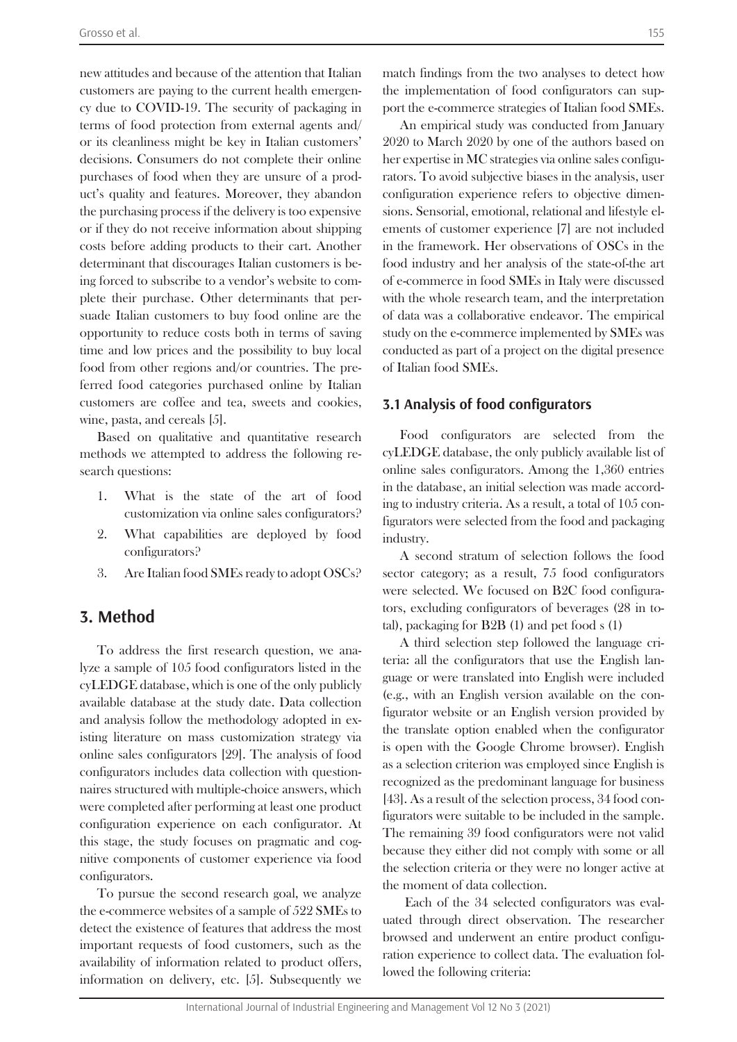new attitudes and because of the attention that Italian customers are paying to the current health emergency due to COVID-19. The security of packaging in terms of food protection from external agents and/or its cleanliness might be key in Italian customers' decisions. Consumers do not complete their online purchases of food when they are unsure of a product's quality and features. Moreover, they abandon the purchasing process if the delivery is too expensive or if they do not receive information about shipping costs before adding products to their cart. Another determinant that discourages Italian customers is being forced to subscribe to a vendor's website to complete their purchase. Other determinants that persuade Italian customers to buy food online are the opportunity to reduce costs both in terms of saving time and low prices and the possibility to buy local food from other regions and/or countries. The preferred food categories purchased online by Italian customers are coffee and tea, sweets and cookies, wine, pasta, and cereals [5].

Based on qualitative and quantitative research methods we attempted to address the following research questions:

1. What is the state of the art of food customization via online sales configurators?
2. What capabilities are deployed by food configurators?
3. Are Italian food SMEs ready to adopt OSCs?

## 3. Method

To address the first research question, we analyze a sample of 105 food configurators listed in the cyLEDGE database, which is one of the only publicly available database at the study date. Data collection and analysis follow the methodology adopted in existing literature on mass customization strategy via online sales configurators [29]. The analysis of food configurators includes data collection with questionnaires structured with multiple-choice answers, which were completed after performing at least one product configuration experience on each configurator. At this stage, the study focuses on pragmatic and cognitive components of customer experience via food configurators.

To pursue the second research goal, we analyze the e-commerce websites of a sample of 522 SMEs to detect the existence of features that address the most important requests of food customers, such as the availability of information related to product offers, information on delivery, etc. [5]. Subsequently we match findings from the two analyses to detect how the implementation of food configurators can support the e-commerce strategies of Italian food SMEs.

An empirical study was conducted from January 2020 to March 2020 by one of the authors based on her expertise in MC strategies via online sales configurators. To avoid subjective biases in the analysis, user configuration experience refers to objective dimensions. Sensorial, emotional, relational and lifestyle elements of customer experience [7] are not included in the framework. Her observations of OSCs in the food industry and her analysis of the state-of-the art of e-commerce in food SMEs in Italy were discussed with the whole research team, and the interpretation of data was a collaborative endeavor. The empirical study on the e-commerce implemented by SMEs was conducted as part of a project on the digital presence of Italian food SMEs.

### 3.1 Analysis of food configurators

Food configurators are selected from the cyLEDGE database, the only publicly available list of online sales configurators. Among the 1,360 entries in the database, an initial selection was made according to industry criteria. As a result, a total of 105 configurators were selected from the food and packaging industry.

A second stratum of selection follows the food sector category; as a result, 75 food configurators were selected. We focused on B2C food configurators, excluding configurators of beverages (28 in total), packaging for B2B (1) and pet food s (1)

A third selection step followed the language criteria: all the configurators that use the English language or were translated into English were included (e.g., with an English version available on the configurator website or an English version provided by the translate option enabled when the configurator is open with the Google Chrome browser). English as a selection criterion was employed since English is recognized as the predominant language for business [43]. As a result of the selection process, 34 food configurators were suitable to be included in the sample. The remaining 39 food configurators were not valid because they either did not comply with some or all the selection criteria or they were no longer active at the moment of data collection.

Each of the 34 selected configurators was evaluated through direct observation. The researcher browsed and underwent an entire product configuration experience to collect data. The evaluation followed the following criteria: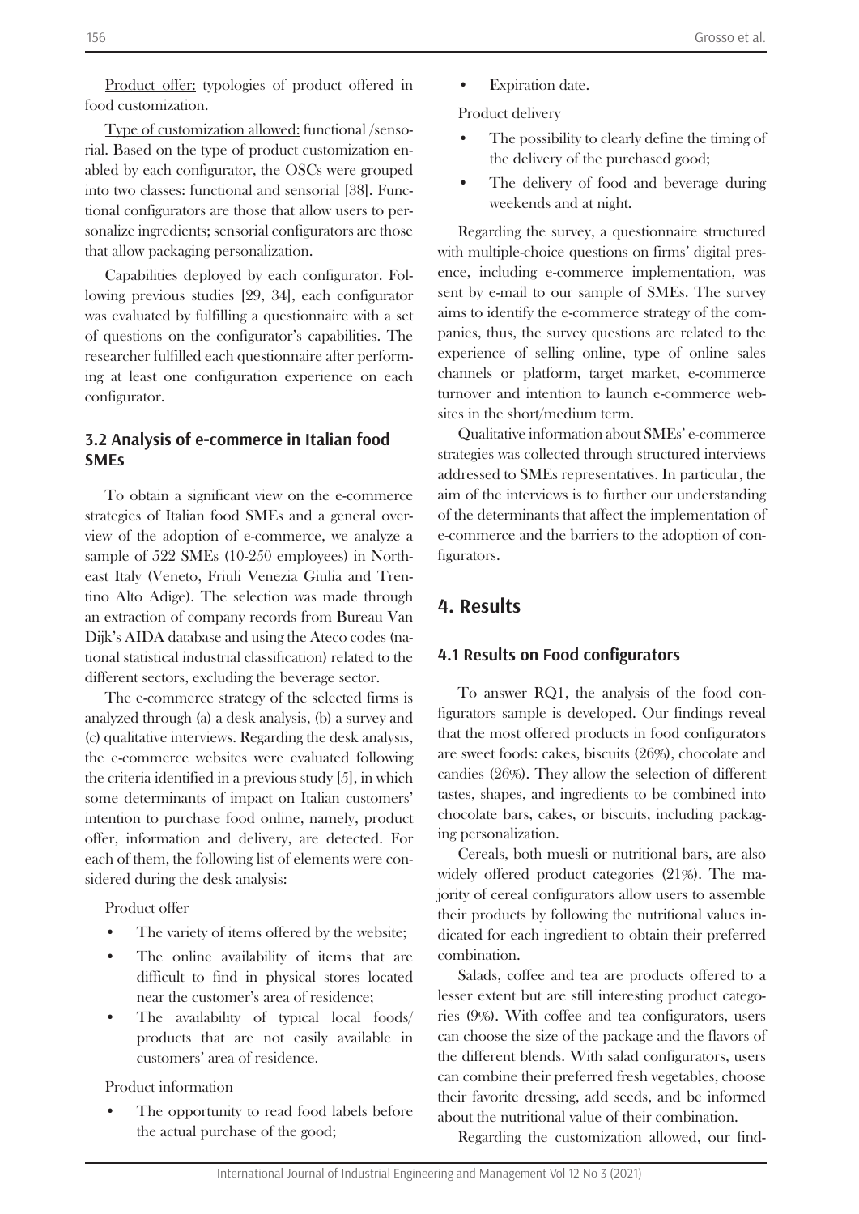Product offer: typologies of product offered in food customization.

Type of customization allowed: functional /sensorial. Based on the type of product customization enabled by each configurator, the OSCs were grouped into two classes: functional and sensorial [38]. Functional configurators are those that allow users to personalize ingredients; sensorial configurators are those that allow packaging personalization.

Capabilities deployed by each configurator. Following previous studies [29, 34], each configurator was evaluated by fulfilling a questionnaire with a set of questions on the configurator's capabilities. The researcher fulfilled each questionnaire after performing at least one configuration experience on each configurator.

### 3.2 Analysis of e-commerce in Italian food SMEs

To obtain a significant view on the e-commerce strategies of Italian food SMEs and a general overview of the adoption of e-commerce, we analyze a sample of 522 SMEs (10-250 employees) in Northeast Italy (Veneto, Friuli Venezia Giulia and Trentino Alto Adige). The selection was made through an extraction of company records from Bureau Van Dijk's AIDA database and using the Ateco codes (national statistical industrial classification) related to the different sectors, excluding the beverage sector.

The e-commerce strategy of the selected firms is analyzed through (a) a desk analysis, (b) a survey and (c) qualitative interviews. Regarding the desk analysis, the e-commerce websites were evaluated following the criteria identified in a previous study [5], in which some determinants of impact on Italian customers' intention to purchase food online, namely, product offer, information and delivery, are detected. For each of them, the following list of elements were considered during the desk analysis:

Product offer

- The variety of items offered by the website;
- The online availability of items that are difficult to find in physical stores located near the customer's area of residence;
- The availability of typical local foods/ products that are not easily available in customers' area of residence.

Product information

- The opportunity to read food labels before the actual purchase of the good;
- Expiration date.

Product delivery

- The possibility to clearly define the timing of the delivery of the purchased good;
- The delivery of food and beverage during weekends and at night.

Regarding the survey, a questionnaire structured with multiple-choice questions on firms' digital presence, including e-commerce implementation, was sent by e-mail to our sample of SMEs. The survey aims to identify the e-commerce strategy of the companies, thus, the survey questions are related to the experience of selling online, type of online sales channels or platform, target market, e-commerce turnover and intention to launch e-commerce websites in the short/medium term.

Qualitative information about SMEs' e-commerce strategies was collected through structured interviews addressed to SMEs representatives. In particular, the aim of the interviews is to further our understanding of the determinants that affect the implementation of e-commerce and the barriers to the adoption of configurators.

## 4. Results

### 4.1 Results on Food configurators

To answer RQ1, the analysis of the food configurators sample is developed. Our findings reveal that the most offered products in food configurators are sweet foods: cakes, biscuits (26%), chocolate and candies (26%). They allow the selection of different tastes, shapes, and ingredients to be combined into chocolate bars, cakes, or biscuits, including packaging personalization.

Cereals, both muesli or nutritional bars, are also widely offered product categories (21%). The majority of cereal configurators allow users to assemble their products by following the nutritional values indicated for each ingredient to obtain their preferred combination.

Salads, coffee and tea are products offered to a lesser extent but are still interesting product categories (9%). With coffee and tea configurators, users can choose the size of the package and the flavors of the different blends. With salad configurators, users can combine their preferred fresh vegetables, choose their favorite dressing, add seeds, and be informed about the nutritional value of their combination.

Regarding the customization allowed, our find-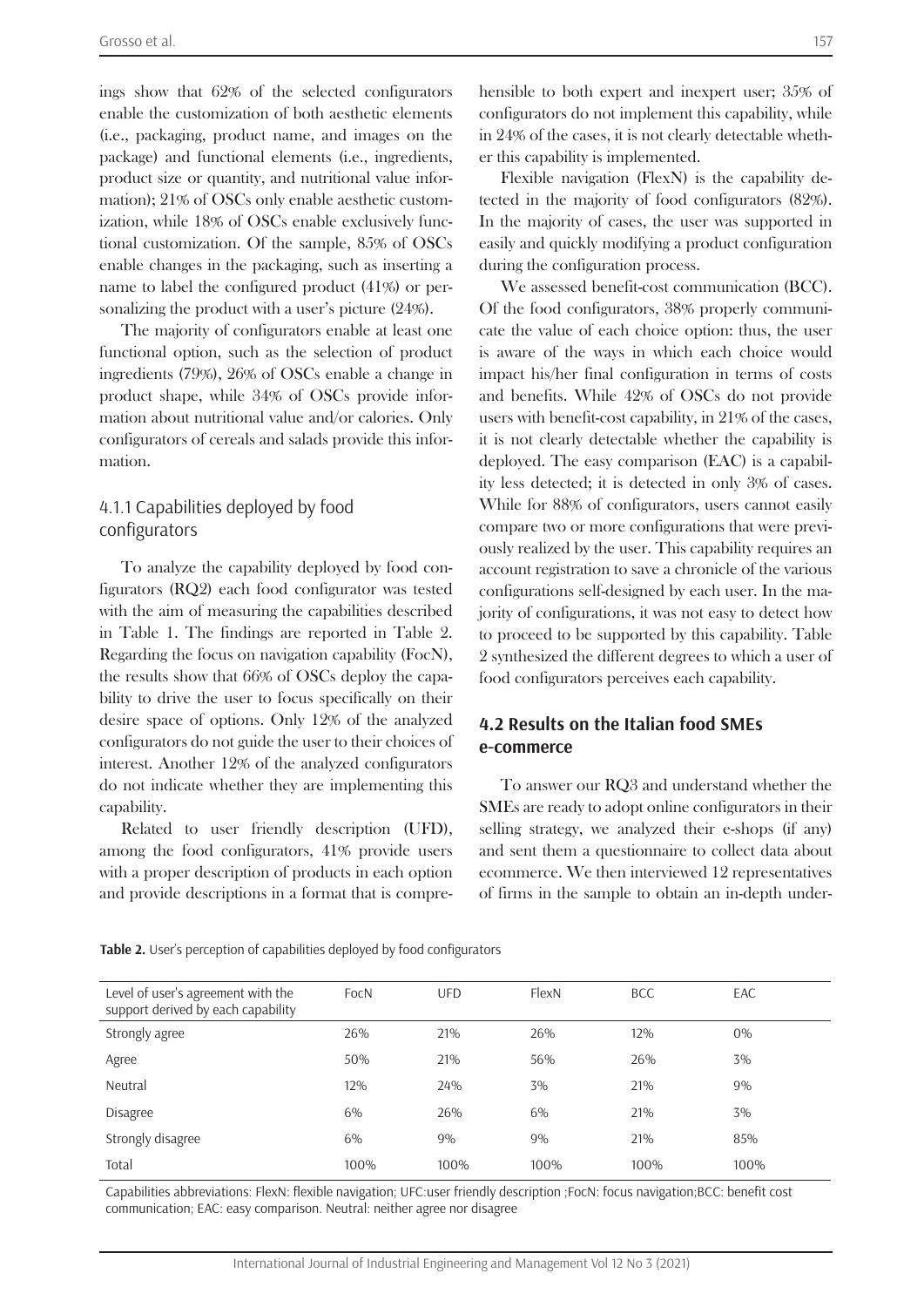ings show that 62% of the selected configurators enable the customization of both aesthetic elements (i.e., packaging, product name, and images on the package) and functional elements (i.e., ingredients, product size or quantity, and nutritional value information); 21% of OSCs only enable aesthetic customization, while 18% of OSCs enable exclusively functional customization. Of the sample, 85% of OSCs enable changes in the packaging, such as inserting a name to label the configured product (41%) or personalizing the product with a user's picture (24%).

The majority of configurators enable at least one functional option, such as the selection of product ingredients (79%), 26% of OSCs enable a change in product shape, while 34% of OSCs provide information about nutritional value and/or calories. Only configurators of cereals and salads provide this information.

### 4.1.1 Capabilities deployed by food configurators

To analyze the capability deployed by food configurators (RQ2) each food configurator was tested with the aim of measuring the capabilities described in Table 1. The findings are reported in Table 2. Regarding the focus on navigation capability (FocN), the results show that 66% of OSCs deploy the capability to drive the user to focus specifically on their desire space of options. Only 12% of the analyzed configurators do not guide the user to their choices of interest. Another 12% of the analyzed configurators do not indicate whether they are implementing this capability.

Related to user friendly description (UFD), among the food configurators, 41% provide users with a proper description of products in each option and provide descriptions in a format that is comprehensible to both expert and inexpert user; 35% of configurators do not implement this capability, while in 24% of the cases, it is not clearly detectable whether this capability is implemented.

Flexible navigation (FlexN) is the capability detected in the majority of food configurators (82%). In the majority of cases, the user was supported in easily and quickly modifying a product configuration during the configuration process.

We assessed benefit-cost communication (BCC). Of the food configurators, 38% properly communicate the value of each choice option: thus, the user is aware of the ways in which each choice would impact his/her final configuration in terms of costs and benefits. While 42% of OSCs do not provide users with benefit-cost capability, in 21% of the cases, it is not clearly detectable whether the capability is deployed. The easy comparison (EAC) is a capability less detected; it is detected in only 3% of cases. While for 88% of configurators, users cannot easily compare two or more configurations that were previously realized by the user. This capability requires an account registration to save a chronicle of the various configurations self-designed by each user. In the majority of configurations, it was not easy to detect how to proceed to be supported by this capability. Table 2 synthesized the different degrees to which a user of food configurators perceives each capability.

## 4.2 Results on the Italian food SMEs e-commerce

To answer our RQ3 and understand whether the SMEs are ready to adopt online configurators in their selling strategy, we analyzed their e-shops (if any) and sent them a questionnaire to collect data about ecommerce. We then interviewed 12 representatives of firms in the sample to obtain an in-depth under-

**Table 2.** User's perception of capabilities deployed by food configurators

| Level of user's agreement with the support derived by each capability | FocN | UFD | FlexN | BCC | EAC |
|---|---|---|---|---|---|
| Strongly agree | 26% | 21% | 26% | 12% | 0% |
| Agree | 50% | 21% | 56% | 26% | 3% |
| Neutral | 12% | 24% | 3% | 21% | 9% |
| Disagree | 6% | 26% | 6% | 21% | 3% |
| Strongly disagree | 6% | 9% | 9% | 21% | 85% |
| Total | 100% | 100% | 100% | 100% | 100% |

Capabilities abbreviations: FlexN: flexible navigation; UFC:user friendly description ;FocN: focus navigation;BCC: benefit cost communication; EAC: easy comparison. Neutral: neither agree nor disagree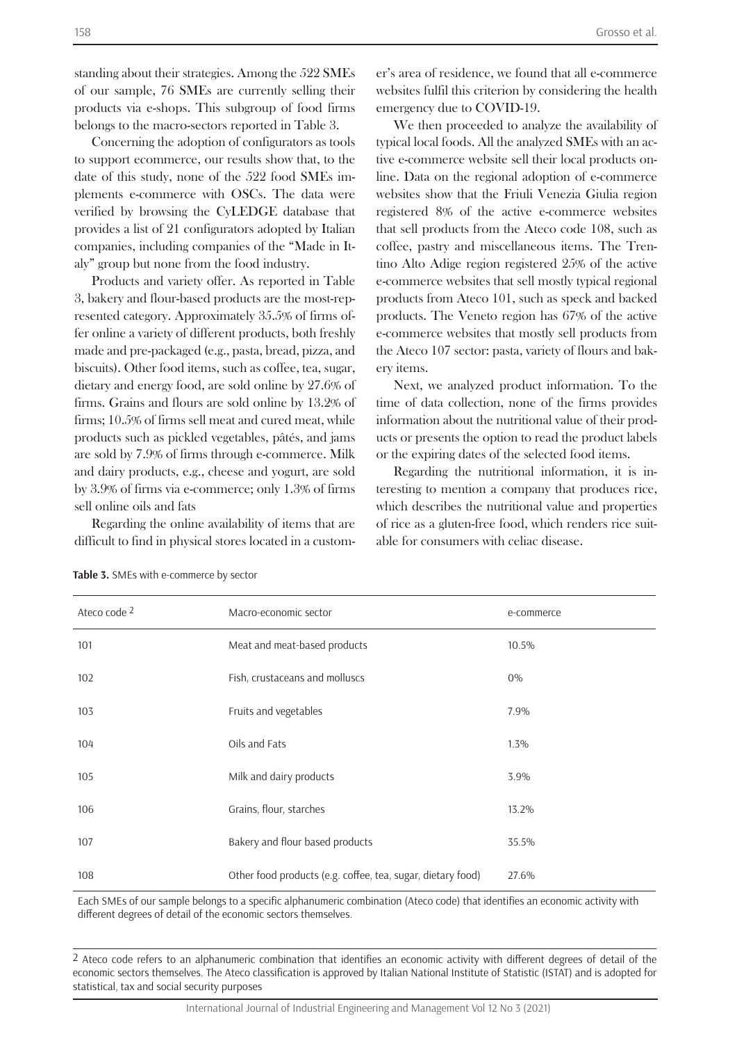standing about their strategies. Among the 522 SMEs of our sample, 76 SMEs are currently selling their products via e-shops. This subgroup of food firms belongs to the macro-sectors reported in Table 3.

Concerning the adoption of configurators as tools to support ecommerce, our results show that, to the date of this study, none of the 522 food SMEs implements e-commerce with OSCs. The data were verified by browsing the CyLEDGE database that provides a list of 21 configurators adopted by Italian companies, including companies of the "Made in Italy" group but none from the food industry.

Products and variety offer. As reported in Table 3, bakery and flour-based products are the most-represented category. Approximately 35.5% of firms offer online a variety of different products, both freshly made and pre-packaged (e.g., pasta, bread, pizza, and biscuits). Other food items, such as coffee, tea, sugar, dietary and energy food, are sold online by 27.6% of firms. Grains and flours are sold online by 13.2% of firms; 10.5% of firms sell meat and cured meat, while products such as pickled vegetables, pâtés, and jams are sold by 7.9% of firms through e-commerce. Milk and dairy products, e.g., cheese and yogurt, are sold by 3.9% of firms via e-commerce; only 1.3% of firms sell online oils and fats

Regarding the online availability of items that are difficult to find in physical stores located in a customer's area of residence, we found that all e-commerce websites fulfil this criterion by considering the health emergency due to COVID-19.

We then proceeded to analyze the availability of typical local foods. All the analyzed SMEs with an active e-commerce website sell their local products online. Data on the regional adoption of e-commerce websites show that the Friuli Venezia Giulia region registered 8% of the active e-commerce websites that sell products from the Ateco code 108, such as coffee, pastry and miscellaneous items. The Trentino Alto Adige region registered 25% of the active e-commerce websites that sell mostly typical regional products from Ateco 101, such as speck and backed products. The Veneto region has 67% of the active e-commerce websites that mostly sell products from the Ateco 107 sector: pasta, variety of flours and bakery items.

Next, we analyzed product information. To the time of data collection, none of the firms provides information about the nutritional value of their products or presents the option to read the product labels or the expiring dates of the selected food items.

Regarding the nutritional information, it is interesting to mention a company that produces rice, which describes the nutritional value and properties of rice as a gluten-free food, which renders rice suitable for consumers with celiac disease.

**Table 3.** SMEs with e-commerce by sector

| Ateco code [2] | Macro-economic sector | e-commerce |
|---|---|---|
| 101 | Meat and meat-based products | 10.5% |
| 102 | Fish, crustaceans and molluscs | 0% |
| 103 | Fruits and vegetables | 7.9% |
| 104 | Oils and Fats | 1.3% |
| 105 | Milk and dairy products | 3.9% |
| 106 | Grains, flour, starches | 13.2% |
| 107 | Bakery and flour based products | 35.5% |
| 108 | Other food products (e.g. coffee, tea, sugar, dietary food) | 27.6% |

Each SMEs of our sample belongs to a specific alphanumeric combination (Ateco code) that identifies an economic activity with different degrees of detail of the economic sectors themselves.

[2] Ateco code refers to an alphanumeric combination that identifies an economic activity with different degrees of detail of the economic sectors themselves. The Ateco classification is approved by Italian National Institute of Statistic (ISTAT) and is adopted for statistical, tax and social security purposes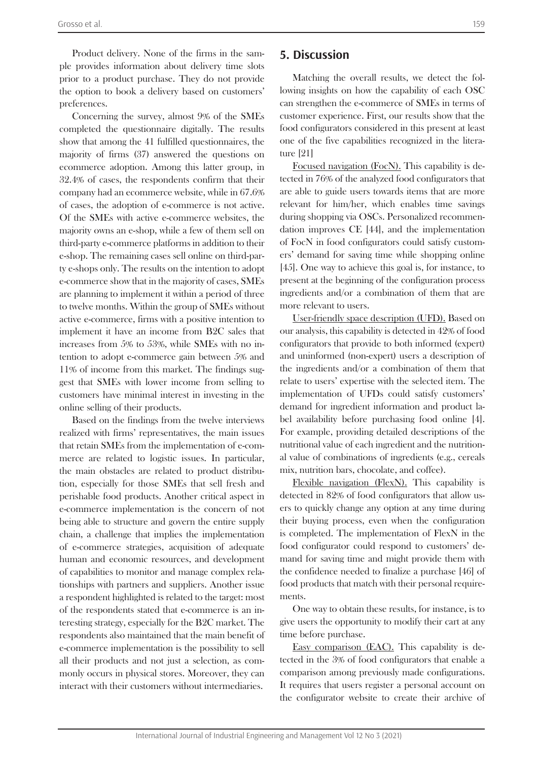Product delivery. None of the firms in the sample provides information about delivery time slots prior to a product purchase. They do not provide the option to book a delivery based on customers' preferences.

Concerning the survey, almost 9% of the SMEs completed the questionnaire digitally. The results show that among the 41 fulfilled questionnaires, the majority of firms (37) answered the questions on ecommerce adoption. Among this latter group, in 32.4% of cases, the respondents confirm that their company had an ecommerce website, while in 67.6% of cases, the adoption of e-commerce is not active. Of the SMEs with active e-commerce websites, the majority owns an e-shop, while a few of them sell on third-party e-commerce platforms in addition to their e-shop. The remaining cases sell online on third-party e-shops only. The results on the intention to adopt e-commerce show that in the majority of cases, SMEs are planning to implement it within a period of three to twelve months. Within the group of SMEs without active e-commerce, firms with a positive intention to implement it have an income from B2C sales that increases from 5% to 53%, while SMEs with no intention to adopt e-commerce gain between 5% and 11% of income from this market. The findings suggest that SMEs with lower income from selling to customers have minimal interest in investing in the online selling of their products.

Based on the findings from the twelve interviews realized with firms' representatives, the main issues that retain SMEs from the implementation of e-commerce are related to logistic issues. In particular, the main obstacles are related to product distribution, especially for those SMEs that sell fresh and perishable food products. Another critical aspect in e-commerce implementation is the concern of not being able to structure and govern the entire supply chain, a challenge that implies the implementation of e-commerce strategies, acquisition of adequate human and economic resources, and development of capabilities to monitor and manage complex relationships with partners and suppliers. Another issue a respondent highlighted is related to the target: most of the respondents stated that e-commerce is an interesting strategy, especially for the B2C market. The respondents also maintained that the main benefit of e-commerce implementation is the possibility to sell all their products and not just a selection, as commonly occurs in physical stores. Moreover, they can interact with their customers without intermediaries.

## 5. Discussion

Matching the overall results, we detect the following insights on how the capability of each OSC can strengthen the e-commerce of SMEs in terms of customer experience. First, our results show that the food configurators considered in this present at least one of the five capabilities recognized in the literature [21]

Focused navigation (FocN). This capability is detected in 76% of the analyzed food configurators that are able to guide users towards items that are more relevant for him/her, which enables time savings during shopping via OSCs. Personalized recommendation improves CE [44], and the implementation of FocN in food configurators could satisfy customers' demand for saving time while shopping online [45]. One way to achieve this goal is, for instance, to present at the beginning of the configuration process ingredients and/or a combination of them that are more relevant to users.

User-friendly space description (UFD). Based on our analysis, this capability is detected in 42% of food configurators that provide to both informed (expert) and uninformed (non-expert) users a description of the ingredients and/or a combination of them that relate to users' expertise with the selected item. The implementation of UFDs could satisfy customers' demand for ingredient information and product label availability before purchasing food online [4]. For example, providing detailed descriptions of the nutritional value of each ingredient and the nutritional value of combinations of ingredients (e.g., cereals mix, nutrition bars, chocolate, and coffee).

Flexible navigation (FlexN). This capability is detected in 82% of food configurators that allow users to quickly change any option at any time during their buying process, even when the configuration is completed. The implementation of FlexN in the food configurator could respond to customers' demand for saving time and might provide them with the confidence needed to finalize a purchase [46] of food products that match with their personal requirements.

One way to obtain these results, for instance, is to give users the opportunity to modify their cart at any time before purchase.

Easy comparison (EAC). This capability is detected in the 3% of food configurators that enable a comparison among previously made configurations. It requires that users register a personal account on the configurator website to create their archive of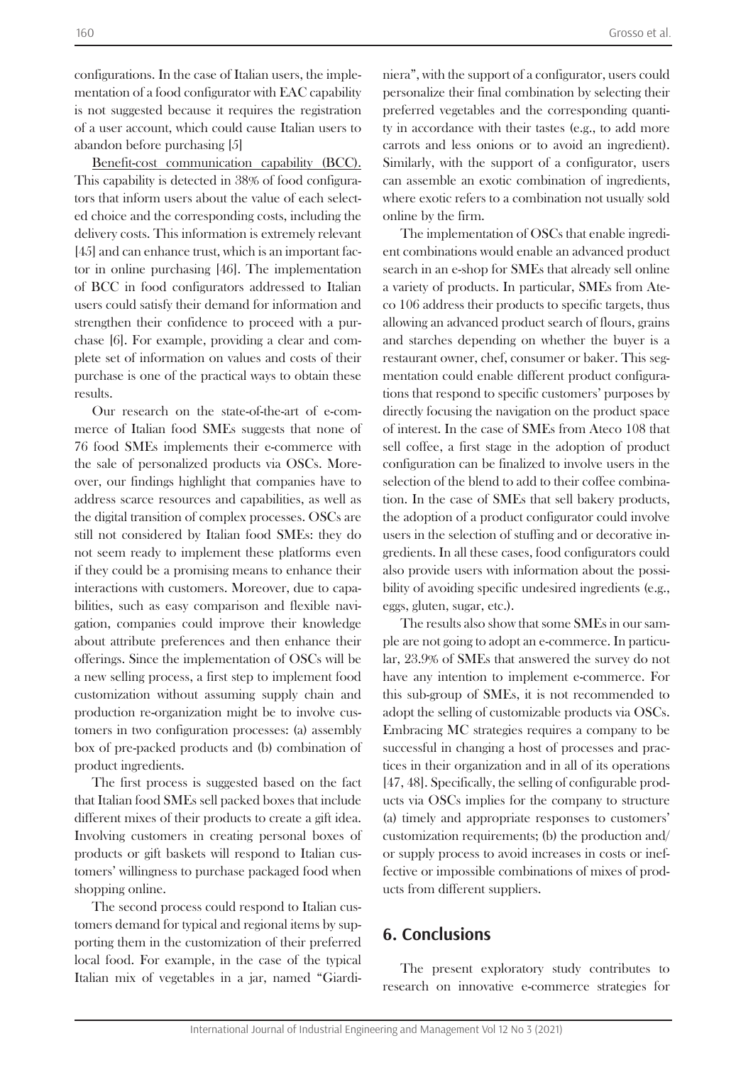configurations. In the case of Italian users, the implementation of a food configurator with EAC capability is not suggested because it requires the registration of a user account, which could cause Italian users to abandon before purchasing [5]

Benefit-cost communication capability (BCC). This capability is detected in 38% of food configurators that inform users about the value of each selected choice and the corresponding costs, including the delivery costs. This information is extremely relevant [45] and can enhance trust, which is an important factor in online purchasing [46]. The implementation of BCC in food configurators addressed to Italian users could satisfy their demand for information and strengthen their confidence to proceed with a purchase [6]. For example, providing a clear and complete set of information on values and costs of their purchase is one of the practical ways to obtain these results.

Our research on the state-of-the-art of e-commerce of Italian food SMEs suggests that none of 76 food SMEs implements their e-commerce with the sale of personalized products via OSCs. Moreover, our findings highlight that companies have to address scarce resources and capabilities, as well as the digital transition of complex processes. OSCs are still not considered by Italian food SMEs: they do not seem ready to implement these platforms even if they could be a promising means to enhance their interactions with customers. Moreover, due to capabilities, such as easy comparison and flexible navigation, companies could improve their knowledge about attribute preferences and then enhance their offerings. Since the implementation of OSCs will be a new selling process, a first step to implement food customization without assuming supply chain and production re-organization might be to involve customers in two configuration processes: (a) assembly box of pre-packed products and (b) combination of product ingredients.

The first process is suggested based on the fact that Italian food SMEs sell packed boxes that include different mixes of their products to create a gift idea. Involving customers in creating personal boxes of products or gift baskets will respond to Italian customers' willingness to purchase packaged food when shopping online.

The second process could respond to Italian customers demand for typical and regional items by supporting them in the customization of their preferred local food. For example, in the case of the typical Italian mix of vegetables in a jar, named "Giardiniera", with the support of a configurator, users could personalize their final combination by selecting their preferred vegetables and the corresponding quantity in accordance with their tastes (e.g., to add more carrots and less onions or to avoid an ingredient). Similarly, with the support of a configurator, users can assemble an exotic combination of ingredients, where exotic refers to a combination not usually sold online by the firm.

The implementation of OSCs that enable ingredient combinations would enable an advanced product search in an e-shop for SMEs that already sell online a variety of products. In particular, SMEs from Ateco 106 address their products to specific targets, thus allowing an advanced product search of flours, grains and starches depending on whether the buyer is a restaurant owner, chef, consumer or baker. This segmentation could enable different product configurations that respond to specific customers' purposes by directly focusing the navigation on the product space of interest. In the case of SMEs from Ateco 108 that sell coffee, a first stage in the adoption of product configuration can be finalized to involve users in the selection of the blend to add to their coffee combination. In the case of SMEs that sell bakery products, the adoption of a product configurator could involve users in the selection of stuffing and or decorative ingredients. In all these cases, food configurators could also provide users with information about the possibility of avoiding specific undesired ingredients (e.g., eggs, gluten, sugar, etc.).

The results also show that some SMEs in our sample are not going to adopt an e-commerce. In particular, 23.9% of SMEs that answered the survey do not have any intention to implement e-commerce. For this sub-group of SMEs, it is not recommended to adopt the selling of customizable products via OSCs. Embracing MC strategies requires a company to be successful in changing a host of processes and practices in their organization and in all of its operations [47, 48]. Specifically, the selling of configurable products via OSCs implies for the company to structure (a) timely and appropriate responses to customers' customization requirements; (b) the production and/or supply process to avoid increases in costs or ineffective or impossible combinations of mixes of products from different suppliers.

## 6. Conclusions

The present exploratory study contributes to research on innovative e-commerce strategies for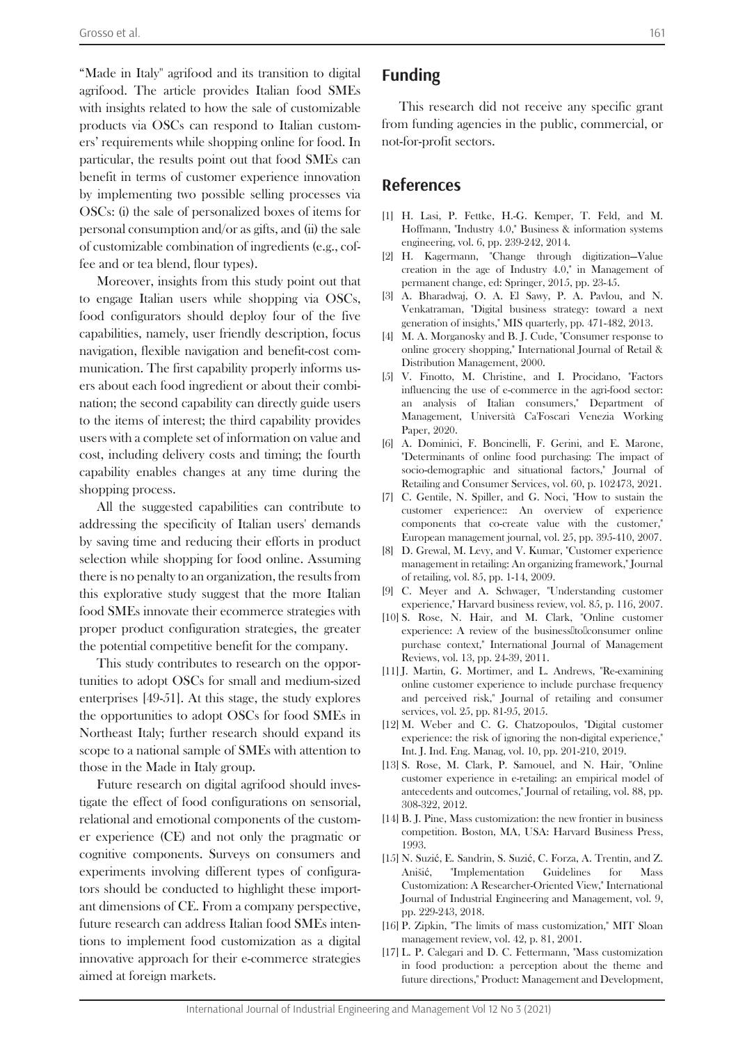"Made in Italy" agrifood and its transition to digital agrifood. The article provides Italian food SMEs with insights related to how the sale of customizable products via OSCs can respond to Italian customers' requirements while shopping online for food. In particular, the results point out that food SMEs can benefit in terms of customer experience innovation by implementing two possible selling processes via OSCs: (i) the sale of personalized boxes of items for personal consumption and/or as gifts, and (ii) the sale of customizable combination of ingredients (e.g., coffee and or tea blend, flour types).

Moreover, insights from this study point out that to engage Italian users while shopping via OSCs, food configurators should deploy four of the five capabilities, namely, user friendly description, focus navigation, flexible navigation and benefit-cost communication. The first capability properly informs users about each food ingredient or about their combination; the second capability can directly guide users to the items of interest; the third capability provides users with a complete set of information on value and cost, including delivery costs and timing; the fourth capability enables changes at any time during the shopping process.

All the suggested capabilities can contribute to addressing the specificity of Italian users' demands by saving time and reducing their efforts in product selection while shopping for food online. Assuming there is no penalty to an organization, the results from this explorative study suggest that the more Italian food SMEs innovate their ecommerce strategies with proper product configuration strategies, the greater the potential competitive benefit for the company.

This study contributes to research on the opportunities to adopt OSCs for small and medium-sized enterprises [49-51]. At this stage, the study explores the opportunities to adopt OSCs for food SMEs in Northeast Italy; further research should expand its scope to a national sample of SMEs with attention to those in the Made in Italy group.

Future research on digital agrifood should investigate the effect of food configurations on sensorial, relational and emotional components of the customer experience (CE) and not only the pragmatic or cognitive components. Surveys on consumers and experiments involving different types of configurators should be conducted to highlight these important dimensions of CE. From a company perspective, future research can address Italian food SMEs intentions to implement food customization as a digital innovative approach for their e-commerce strategies aimed at foreign markets.

## Funding

This research did not receive any specific grant from funding agencies in the public, commercial, or not-for-profit sectors.

## References

[1] H. Lasi, P. Fettke, H.-G. Kemper, T. Feld, and M. Hoffmann, "Industry 4.0," Business & information systems engineering, vol. 6, pp. 239-242, 2014.

[2] H. Kagermann, "Change through digitization—Value creation in the age of Industry 4.0," in Management of permanent change, ed: Springer, 2015, pp. 23-45.

[3] A. Bharadwaj, O. A. El Sawy, P. A. Pavlou, and N. Venkatraman, "Digital business strategy: toward a next generation of insights," MIS quarterly, pp. 471-482, 2013.

[4] M. A. Morganosky and B. J. Cude, "Consumer response to online grocery shopping," International Journal of Retail & Distribution Management, 2000.

[5] V. Finotto, M. Christine, and I. Procidano, "Factors influencing the use of e-commerce in the agri-food sector: an analysis of Italian consumers," Department of Management, Università Ca'Foscari Venezia Working Paper, 2020.

[6] A. Dominici, F. Boncinelli, F. Gerini, and E. Marone, "Determinants of online food purchasing: The impact of socio-demographic and situational factors," Journal of Retailing and Consumer Services, vol. 60, p. 102473, 2021.

[7] C. Gentile, N. Spiller, and G. Noci, "How to sustain the customer experience:: An overview of experience components that co-create value with the customer," European management journal, vol. 25, pp. 395-410, 2007.

[8] D. Grewal, M. Levy, and V. Kumar, "Customer experience management in retailing: An organizing framework," Journal of retailing, vol. 85, pp. 1-14, 2009.

[9] C. Meyer and A. Schwager, "Understanding customer experience," Harvard business review, vol. 85, p. 116, 2007.

[10] S. Rose, N. Hair, and M. Clark, "Online customer experience: A review of the business‐to‐consumer online purchase context," International Journal of Management Reviews, vol. 13, pp. 24-39, 2011.

[11] J. Martin, G. Mortimer, and L. Andrews, "Re-examining online customer experience to include purchase frequency and perceived risk," Journal of retailing and consumer services, vol. 25, pp. 81-95, 2015.

[12] M. Weber and C. G. Chatzopoulos, "Digital customer experience: the risk of ignoring the non-digital experience," Int. J. Ind. Eng. Manag, vol. 10, pp. 201-210, 2019.

[13] S. Rose, M. Clark, P. Samouel, and N. Hair, "Online customer experience in e-retailing: an empirical model of antecedents and outcomes," Journal of retailing, vol. 88, pp. 308-322, 2012.

[14] B. J. Pine, Mass customization: the new frontier in business competition. Boston, MA, USA: Harvard Business Press, 1993.

[15] N. Suzić, E. Sandrin, S. Suzić, C. Forza, A. Trentin, and Z. Anišić, "Implementation Guidelines for Mass Customization: A Researcher-Oriented View," International Journal of Industrial Engineering and Management, vol. 9, pp. 229-243, 2018.

[16] P. Zipkin, "The limits of mass customization," MIT Sloan management review, vol. 42, p. 81, 2001.

[17] L. P. Calegari and D. C. Fettermann, "Mass customization in food production: a perception about the theme and future directions," Product: Management and Development,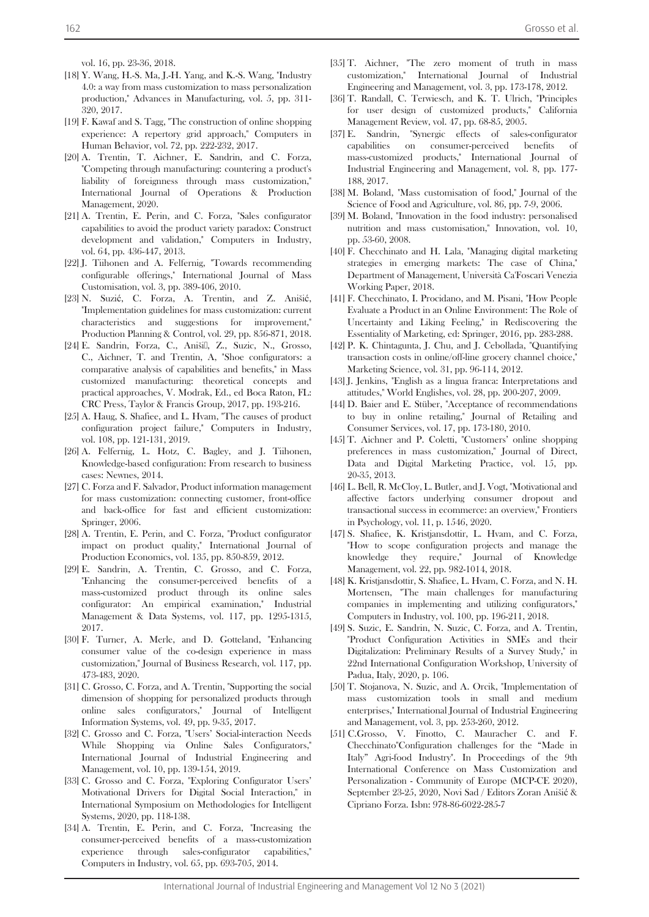vol. 16, pp. 23-36, 2018.

[18] Y. Wang, H.-S. Ma, J.-H. Yang, and K.-S. Wang, "Industry 4.0: a way from mass customization to mass personalization production," Advances in Manufacturing, vol. 5, pp. 311-320, 2017.

[19] F. Kawaf and S. Tagg, "The construction of online shopping experience: A repertory grid approach," Computers in Human Behavior, vol. 72, pp. 222-232, 2017.

[20] A. Trentin, T. Aichner, E. Sandrin, and C. Forza, "Competing through manufacturing: countering a product's liability of foreignness through mass customization," International Journal of Operations & Production Management, 2020.

[21] A. Trentin, E. Perin, and C. Forza, "Sales configurator capabilities to avoid the product variety paradox: Construct development and validation," Computers in Industry, vol. 64, pp. 436-447, 2013.

[22] J. Tiihonen and A. Felfernig, "Towards recommending configurable offerings," International Journal of Mass Customisation, vol. 3, pp. 389-406, 2010.

[23] N. Suzić, C. Forza, A. Trentin, and Z. Anišić, "Implementation guidelines for mass customization: current characteristics and suggestions for improvement," Production Planning & Control, vol. 29, pp. 856-871, 2018.

[24] E. Sandrin, Forza, C., Anišić, Z., Suzic, N., Grosso, C., Aichner, T. and Trentin, A, "Shoe configurators: a comparative analysis of capabilities and benefits," in Mass customized manufacturing: theoretical concepts and practical approaches, V. Modrak, Ed., ed Boca Raton, FL: CRC Press, Taylor & Francis Group, 2017, pp. 193-216.

[25] A. Haug, S. Shafiee, and L. Hvam, "The causes of product configuration project failure," Computers in Industry, vol. 108, pp. 121-131, 2019.

[26] A. Felfernig, L. Hotz, C. Bagley, and J. Tiihonen, Knowledge-based configuration: From research to business cases: Newnes, 2014.

[27] C. Forza and F. Salvador, Product information management for mass customization: connecting customer, front-office and back-office for fast and efficient customization: Springer, 2006.

[28] A. Trentin, E. Perin, and C. Forza, "Product configurator impact on product quality," International Journal of Production Economics, vol. 135, pp. 850-859, 2012.

[29] E. Sandrin, A. Trentin, C. Grosso, and C. Forza, "Enhancing the consumer-perceived benefits of a mass-customized product through its online sales configurator: An empirical examination," Industrial Management & Data Systems, vol. 117, pp. 1295-1315, 2017.

[30] F. Turner, A. Merle, and D. Gotteland, "Enhancing consumer value of the co-design experience in mass customization," Journal of Business Research, vol. 117, pp. 473-483, 2020.

[31] C. Grosso, C. Forza, and A. Trentin, "Supporting the social dimension of shopping for personalized products through online sales configurators," Journal of Intelligent Information Systems, vol. 49, pp. 9-35, 2017.

[32] C. Grosso and C. Forza, "Users' Social-interaction Needs While Shopping via Online Sales Configurators," International Journal of Industrial Engineering and Management, vol. 10, pp. 139-154, 2019.

[33] C. Grosso and C. Forza, "Exploring Configurator Users' Motivational Drivers for Digital Social Interaction," in International Symposium on Methodologies for Intelligent Systems, 2020, pp. 118-138.

[34] A. Trentin, E. Perin, and C. Forza, "Increasing the consumer-perceived benefits of a mass-customization experience through sales-configurator capabilities," Computers in Industry, vol. 65, pp. 693-705, 2014.

[35] T. Aichner, "The zero moment of truth in mass customization," International Journal of Industrial Engineering and Management, vol. 3, pp. 173-178, 2012.

[36] T. Randall, C. Terwiesch, and K. T. Ulrich, "Principles for user design of customized products," California Management Review, vol. 47, pp. 68-85, 2005.

[37] E. Sandrin, "Synergic effects of sales-configurator capabilities on consumer-perceived benefits of mass-customized products," International Journal of Industrial Engineering and Management, vol. 8, pp. 177-188, 2017.

[38] M. Boland, "Mass customisation of food," Journal of the Science of Food and Agriculture, vol. 86, pp. 7-9, 2006.

[39] M. Boland, "Innovation in the food industry: personalised nutrition and mass customisation," Innovation, vol. 10, pp. 53-60, 2008.

[40] F. Checchinato and H. Lala, "Managing digital marketing strategies in emerging markets: The case of China," Department of Management, Università Ca'Foscari Venezia Working Paper, 2018.

[41] F. Checchinato, I. Procidano, and M. Pisani, "How People Evaluate a Product in an Online Environment: The Role of Uncertainty and Liking Feeling," in Rediscovering the Essentiality of Marketing, ed: Springer, 2016, pp. 283-288.

[42] P. K. Chintagunta, J. Chu, and J. Cebollada, "Quantifying transaction costs in online/off-line grocery channel choice," Marketing Science, vol. 31, pp. 96-114, 2012.

[43] J. Jenkins, "English as a lingua franca: Interpretations and attitudes," World Englishes, vol. 28, pp. 200-207, 2009.

[44] D. Baier and E. Stüber, "Acceptance of recommendations to buy in online retailing," Journal of Retailing and Consumer Services, vol. 17, pp. 173-180, 2010.

[45] T. Aichner and P. Coletti, "Customers' online shopping preferences in mass customization," Journal of Direct, Data and Digital Marketing Practice, vol. 15, pp. 20-35, 2013.

[46] L. Bell, R. McCloy, L. Butler, and J. Vogt, "Motivational and affective factors underlying consumer dropout and transactional success in ecommerce: an overview," Frontiers in Psychology, vol. 11, p. 1546, 2020.

[47] S. Shafiee, K. Kristjansdottir, L. Hvam, and C. Forza, "How to scope configuration projects and manage the knowledge they require," Journal of Knowledge Management, vol. 22, pp. 982-1014, 2018.

[48] K. Kristjansdottir, S. Shafiee, L. Hvam, C. Forza, and N. H. Mortensen, "The main challenges for manufacturing companies in implementing and utilizing configurators," Computers in Industry, vol. 100, pp. 196-211, 2018.

[49] S. Suzic, E. Sandrin, N. Suzic, C. Forza, and A. Trentin, "Product Configuration Activities in SMEs and their Digitalization: Preliminary Results of a Survey Study," in 22nd International Configuration Workshop, University of Padua, Italy, 2020, p. 106.

[50] T. Stojanova, N. Suzic, and A. Orcik, "Implementation of mass customization tools in small and medium enterprises," International Journal of Industrial Engineering and Management, vol. 3, pp. 253-260, 2012.

[51] C.Grosso, V. Finotto, C. Mauracher C. and F. Checchinato"Configuration challenges for the "Made in Italy" Agri-food Industry". In Proceedings of the 9th International Conference on Mass Customization and Personalization - Community of Europe (MCP-CE 2020), September 23-25, 2020, Novi Sad / Editors Zoran Anišić & Cipriano Forza. Isbn: 978-86-6022-285-7